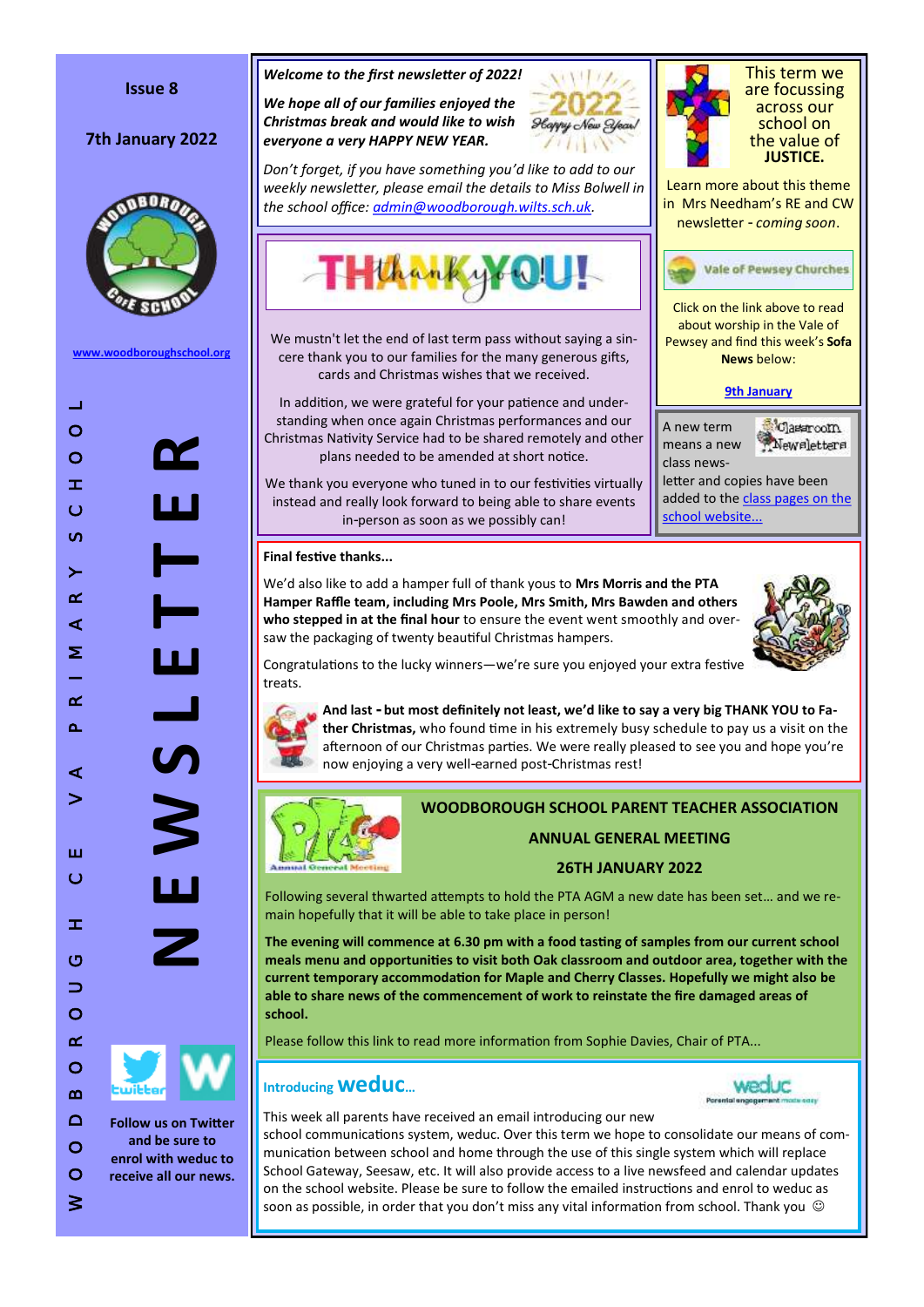Issue 8

7th January 2022

www.woodboroughschool.org

WOODBOROUGH CE VA PRIMARY SCHOOL

# NEWSLETTER

Follow us on Twitter and be sure to enrol with weduc to receive all our news.

***Welcome to the first newsletter of 2022!***

***We hope all of our families enjoyed the Christmas break and would like to wish everyone a very HAPPY NEW YEAR.***

*Don't forget, if you have something you'd like to add to our weekly newsletter, please email the details to Miss Bolwell in the school office: admin@woodborough.wilts.sch.uk.*

This term we are focussing across our school on the value of **JUSTICE.**

Learn more about this theme in Mrs Needham's RE and CW newsletter - *coming soon*.

Vale of Pewsey Churches

Click on the link above to read about worship in the Vale of Pewsey and find this week's **Sofa News** below:

9th January

## THANK YOU!

We mustn't let the end of last term pass without saying a sincere thank you to our families for the many generous gifts, cards and Christmas wishes that we received.

In addition, we were grateful for your patience and understanding when once again Christmas performances and our Christmas Nativity Service had to be shared remotely and other plans needed to be amended at short notice.

We thank you everyone who tuned in to our festivities virtually instead and really look forward to being able to share events in-person as soon as we possibly can!

A new term means a new class newsletter and copies have been added to the class pages on the school website...

**Final festive thanks...**

We'd also like to add a hamper full of thank yous to **Mrs Morris and the PTA Hamper Raffle team, including Mrs Poole, Mrs Smith, Mrs Bawden and others who stepped in at the final hour** to ensure the event went smoothly and oversaw the packaging of twenty beautiful Christmas hampers.

Congratulations to the lucky winners—we're sure you enjoyed your extra festive treats.

**And last - but most definitely not least, we'd like to say a very big THANK YOU to Father Christmas,** who found time in his extremely busy schedule to pay us a visit on the afternoon of our Christmas parties. We were really pleased to see you and hope you're now enjoying a very well-earned post-Christmas rest!

## WOODBOROUGH SCHOOL PARENT TEACHER ASSOCIATION

### ANNUAL GENERAL MEETING

### 26TH JANUARY 2022

Following several thwarted attempts to hold the PTA AGM a new date has been set... and we remain hopefully that it will be able to take place in person!

**The evening will commence at 6.30 pm with a food tasting of samples from our current school meals menu and opportunities to visit both Oak classroom and outdoor area, together with the current temporary accommodation for Maple and Cherry Classes. Hopefully we might also be able to share news of the commencement of work to reinstate the fire damaged areas of school.**

Please follow this link to read more information from Sophie Davies, Chair of PTA...

## Introducing weduc...

This week all parents have received an email introducing our new school communications system, weduc. Over this term we hope to consolidate our means of communication between school and home through the use of this single system which will replace School Gateway, Seesaw, etc. It will also provide access to a live newsfeed and calendar updates on the school website. Please be sure to follow the emailed instructions and enrol to weduc as soon as possible, in order that you don't miss any vital information from school. Thank you ☺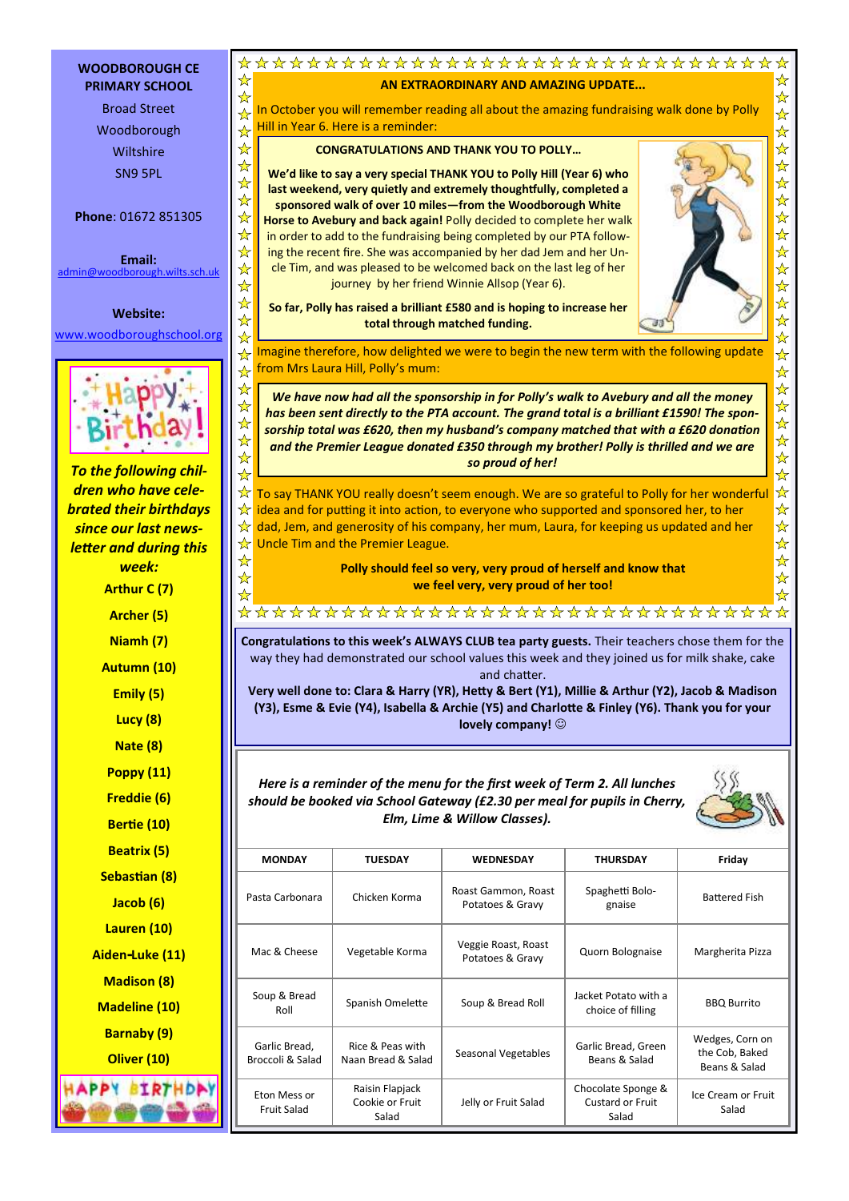**WOODBOROUGH CE PRIMARY SCHOOL**

Broad Street
Woodborough
Wiltshire
SN9 5PL

**Phone**: 01672 851305

**Email:**
admin@woodborough.wilts.sch.uk

**Website:**
www.woodboroughschool.org

***To the following children who have celebrated their birthdays since our last newsletter and during this week:***

**Arthur C (7)**
**Archer (5)**
**Niamh (7)**
**Autumn (10)**
**Emily (5)**
**Lucy (8)**
**Nate (8)**
**Poppy (11)**
**Freddie (6)**
**Bertie (10)**
**Beatrix (5)**
**Sebastian (8)**
**Jacob (6)**
**Lauren (10)**
**Aiden-Luke (11)**
**Madison (8)**
**Madeline (10)**
**Barnaby (9)**
**Oliver (10)**

**AN EXTRAORDINARY AND AMAZING UPDATE...**

In October you will remember reading all about the amazing fundraising walk done by Polly Hill in Year 6. Here is a reminder:

**CONGRATULATIONS AND THANK YOU TO POLLY...**

**We'd like to say a very special THANK YOU to Polly Hill (Year 6) who last weekend, very quietly and extremely thoughtfully, completed a sponsored walk of over 10 miles—from the Woodborough White Horse to Avebury and back again!** Polly decided to complete her walk in order to add to the fundraising being completed by our PTA following the recent fire. She was accompanied by her dad Jem and her Uncle Tim, and was pleased to be welcomed back on the last leg of her journey by her friend Winnie Allsop (Year 6).

**So far, Polly has raised a brilliant £580 and is hoping to increase her total through matched funding.**

Imagine therefore, how delighted we were to begin the new term with the following update from Mrs Laura Hill, Polly's mum:

***We have now had all the sponsorship in for Polly's walk to Avebury and all the money has been sent directly to the PTA account. The grand total is a brilliant £1590! The sponsorship total was £620, then my husband's company matched that with a £620 donation and the Premier League donated £350 through my brother! Polly is thrilled and we are so proud of her!***

To say THANK YOU really doesn't seem enough. We are so grateful to Polly for her wonderful idea and for putting it into action, to everyone who supported and sponsored her, to her dad, Jem, and generosity of his company, her mum, Laura, for keeping us updated and her Uncle Tim and the Premier League.

**Polly should feel so very, very proud of herself and know that we feel very, very proud of her too!**

**Congratulations to this week's ALWAYS CLUB tea party guests.** Their teachers chose them for the way they had demonstrated our school values this week and they joined us for milk shake, cake and chatter.
**Very well done to: Clara & Harry (YR), Hetty & Bert (Y1), Millie & Arthur (Y2), Jacob & Madison (Y3), Esme & Evie (Y4), Isabella & Archie (Y5) and Charlotte & Finley (Y6). Thank you for your lovely company!** ☺

***Here is a reminder of the menu for the first week of Term 2. All lunches should be booked via School Gateway (£2.30 per meal for pupils in Cherry, Elm, Lime & Willow Classes).***

| MONDAY | TUESDAY | WEDNESDAY | THURSDAY | Friday |
|---|---|---|---|---|
| Pasta Carbonara | Chicken Korma | Roast Gammon, Roast Potatoes & Gravy | Spaghetti Bolognaise | Battered Fish |
| Mac & Cheese | Vegetable Korma | Veggie Roast, Roast Potatoes & Gravy | Quorn Bolognaise | Margherita Pizza |
| Soup & Bread Roll | Spanish Omelette | Soup & Bread Roll | Jacket Potato with a choice of filling | BBQ Burrito |
| Garlic Bread, Broccoli & Salad | Rice & Peas with Naan Bread & Salad | Seasonal Vegetables | Garlic Bread, Green Beans & Salad | Wedges, Corn on the Cob, Baked Beans & Salad |
| Eton Mess or Fruit Salad | Raisin Flapjack Cookie or Fruit Salad | Jelly or Fruit Salad | Chocolate Sponge & Custard or Fruit Salad | Ice Cream or Fruit Salad |